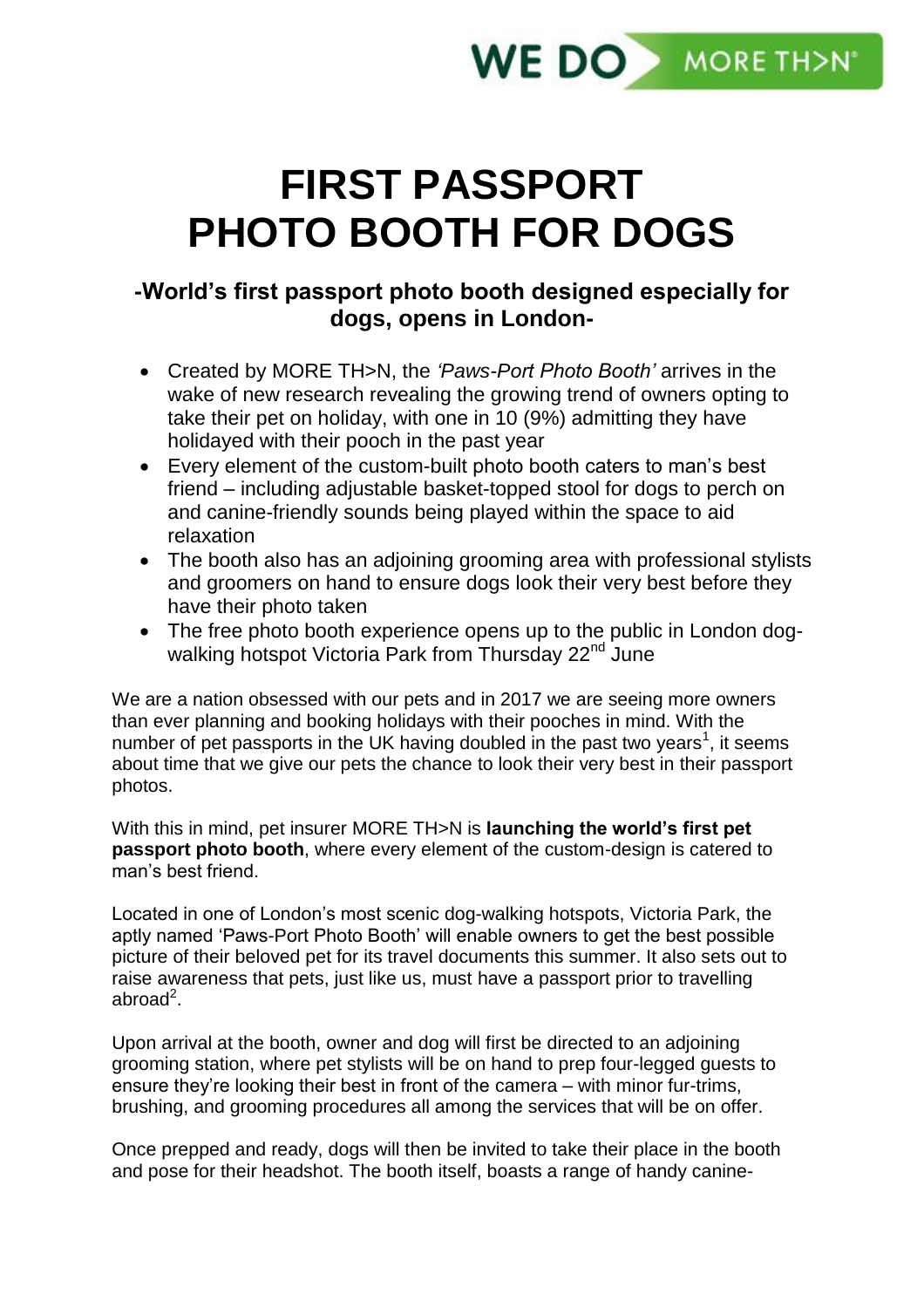WE DO MORE TH>N

# FIRST PASSPORT PHOTO BOOTH FOR DOGS

## -World's first passport photo booth designed especially for dogs, opens in London-

- Created by MORE TH>N, the *'Paws-Port Photo Booth'* arrives in the wake of new research revealing the growing trend of owners opting to take their pet on holiday, with one in 10 (9%) admitting they have holidayed with their pooch in the past year
- Every element of the custom-built photo booth caters to man's best friend – including adjustable basket-topped stool for dogs to perch on and canine-friendly sounds being played within the space to aid relaxation
- The booth also has an adjoining grooming area with professional stylists and groomers on hand to ensure dogs look their very best before they have their photo taken
- The free photo booth experience opens up to the public in London dog-walking hotspot Victoria Park from Thursday 22nd June

We are a nation obsessed with our pets and in 2017 we are seeing more owners than ever planning and booking holidays with their pooches in mind. With the number of pet passports in the UK having doubled in the past two years[1], it seems about time that we give our pets the chance to look their very best in their passport photos.

With this in mind, pet insurer MORE TH>N is **launching the world's first pet passport photo booth**, where every element of the custom-design is catered to man's best friend.

Located in one of London's most scenic dog-walking hotspots, Victoria Park, the aptly named 'Paws-Port Photo Booth' will enable owners to get the best possible picture of their beloved pet for its travel documents this summer. It also sets out to raise awareness that pets, just like us, must have a passport prior to travelling abroad[2].

Upon arrival at the booth, owner and dog will first be directed to an adjoining grooming station, where pet stylists will be on hand to prep four-legged guests to ensure they're looking their best in front of the camera – with minor fur-trims, brushing, and grooming procedures all among the services that will be on offer.

Once prepped and ready, dogs will then be invited to take their place in the booth and pose for their headshot. The booth itself, boasts a range of handy canine-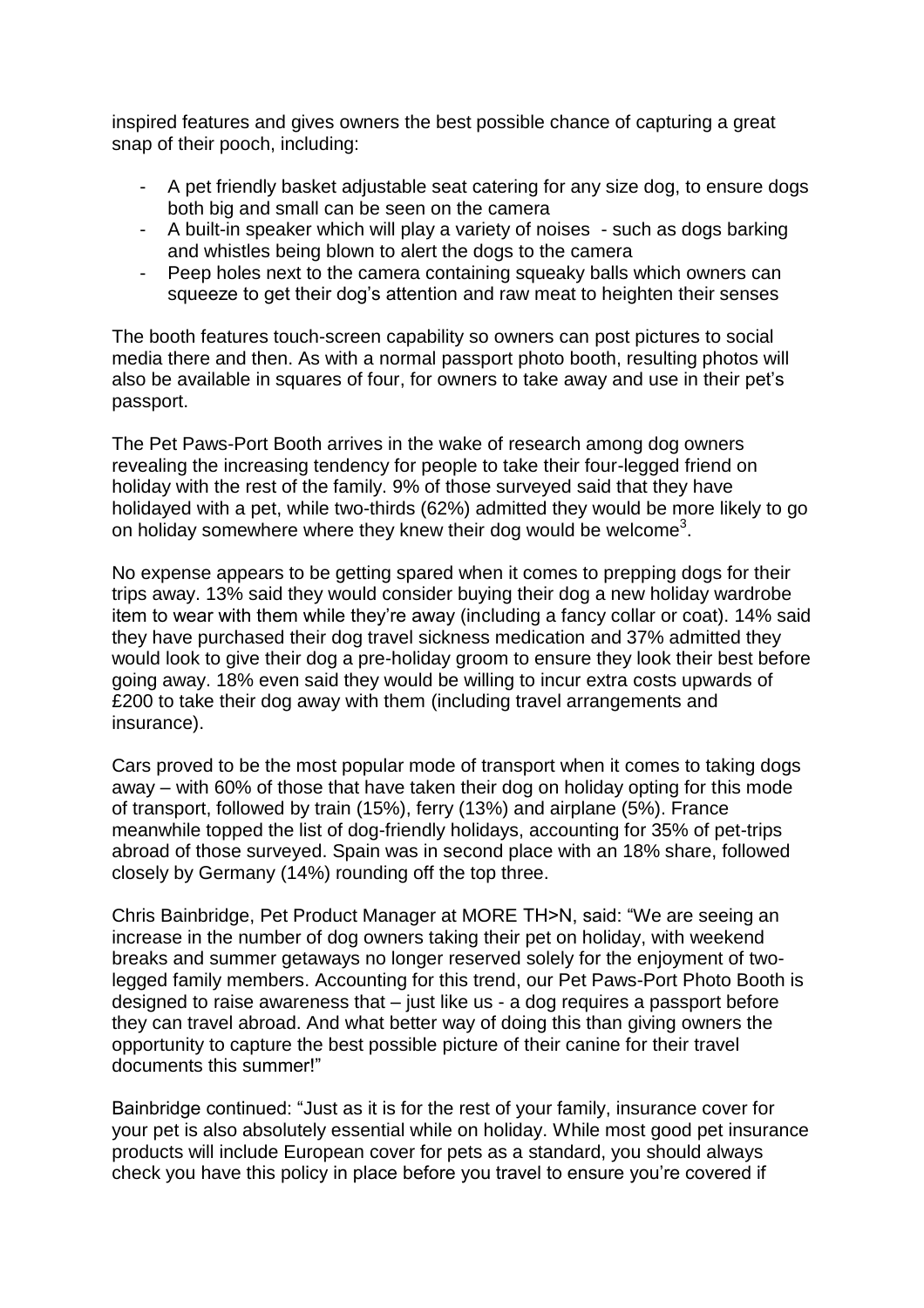inspired features and gives owners the best possible chance of capturing a great snap of their pooch, including:

- A pet friendly basket adjustable seat catering for any size dog, to ensure dogs both big and small can be seen on the camera
- A built-in speaker which will play a variety of noises - such as dogs barking and whistles being blown to alert the dogs to the camera
- Peep holes next to the camera containing squeaky balls which owners can squeeze to get their dog's attention and raw meat to heighten their senses

The booth features touch-screen capability so owners can post pictures to social media there and then. As with a normal passport photo booth, resulting photos will also be available in squares of four, for owners to take away and use in their pet's passport.

The Pet Paws-Port Booth arrives in the wake of research among dog owners revealing the increasing tendency for people to take their four-legged friend on holiday with the rest of the family. 9% of those surveyed said that they have holidayed with a pet, while two-thirds (62%) admitted they would be more likely to go on holiday somewhere where they knew their dog would be welcome[3].

No expense appears to be getting spared when it comes to prepping dogs for their trips away. 13% said they would consider buying their dog a new holiday wardrobe item to wear with them while they're away (including a fancy collar or coat). 14% said they have purchased their dog travel sickness medication and 37% admitted they would look to give their dog a pre-holiday groom to ensure they look their best before going away. 18% even said they would be willing to incur extra costs upwards of £200 to take their dog away with them (including travel arrangements and insurance).

Cars proved to be the most popular mode of transport when it comes to taking dogs away – with 60% of those that have taken their dog on holiday opting for this mode of transport, followed by train (15%), ferry (13%) and airplane (5%). France meanwhile topped the list of dog-friendly holidays, accounting for 35% of pet-trips abroad of those surveyed. Spain was in second place with an 18% share, followed closely by Germany (14%) rounding off the top three.

Chris Bainbridge, Pet Product Manager at MORE TH>N, said: "We are seeing an increase in the number of dog owners taking their pet on holiday, with weekend breaks and summer getaways no longer reserved solely for the enjoyment of two-legged family members. Accounting for this trend, our Pet Paws-Port Photo Booth is designed to raise awareness that – just like us - a dog requires a passport before they can travel abroad. And what better way of doing this than giving owners the opportunity to capture the best possible picture of their canine for their travel documents this summer!"

Bainbridge continued: "Just as it is for the rest of your family, insurance cover for your pet is also absolutely essential while on holiday. While most good pet insurance products will include European cover for pets as a standard, you should always check you have this policy in place before you travel to ensure you're covered if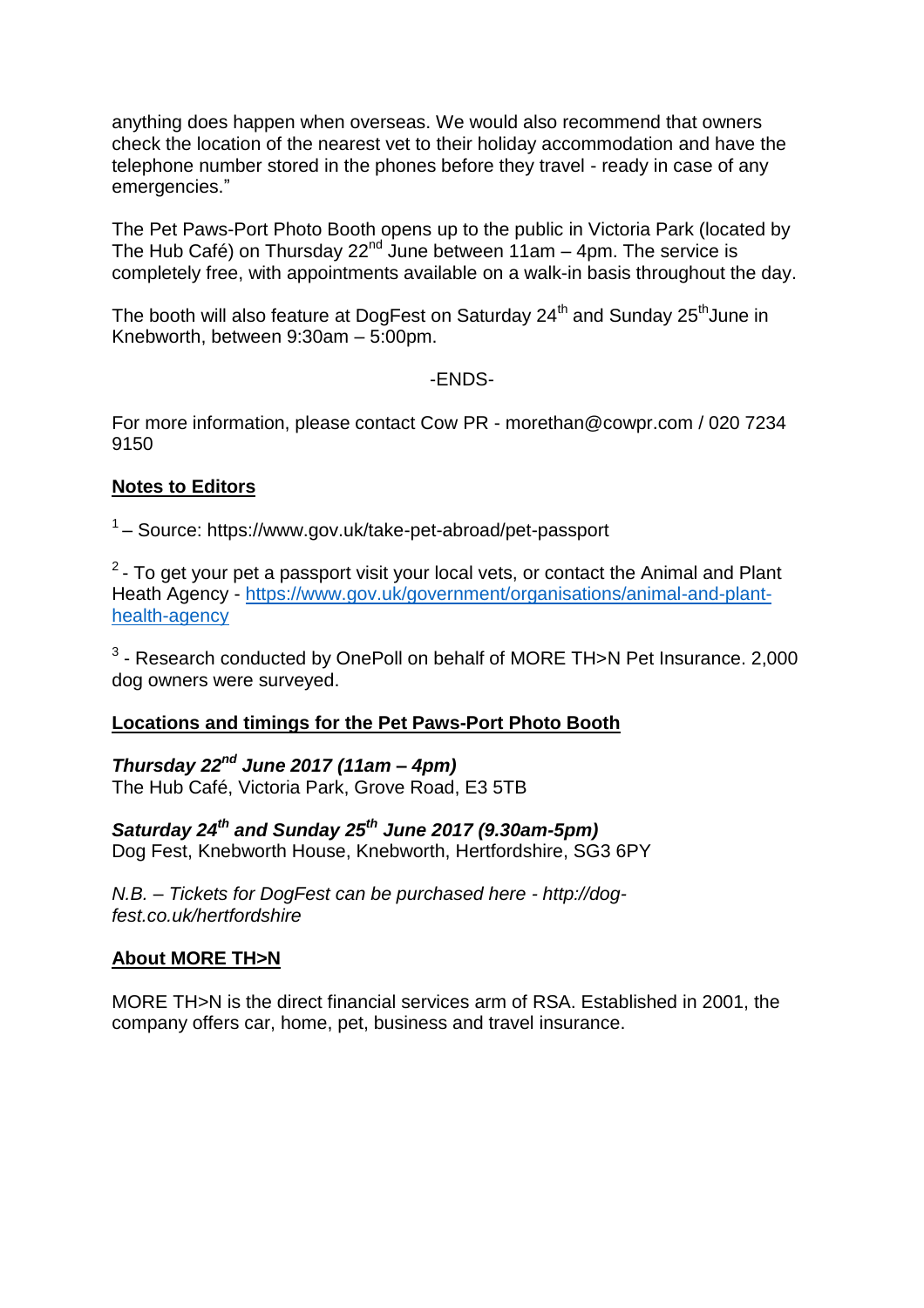anything does happen when overseas. We would also recommend that owners check the location of the nearest vet to their holiday accommodation and have the telephone number stored in the phones before they travel - ready in case of any emergencies."

The Pet Paws-Port Photo Booth opens up to the public in Victoria Park (located by The Hub Café) on Thursday 22nd June between 11am – 4pm. The service is completely free, with appointments available on a walk-in basis throughout the day.

The booth will also feature at DogFest on Saturday 24th and Sunday 25th June in Knebworth, between 9:30am – 5:00pm.

-ENDS-

For more information, please contact Cow PR - morethan@cowpr.com / 020 7234 9150

## Notes to Editors

[1] – Source: https://www.gov.uk/take-pet-abroad/pet-passport

[2] - To get your pet a passport visit your local vets, or contact the Animal and Plant Heath Agency - [https://www.gov.uk/government/organisations/animal-and-plant-health-agency](https://www.gov.uk/government/organisations/animal-and-plant-health-agency)

[3] - Research conducted by OnePoll on behalf of MORE TH>N Pet Insurance. 2,000 dog owners were surveyed.

## Locations and timings for the Pet Paws-Port Photo Booth

***Thursday 22nd June 2017 (11am – 4pm)***
The Hub Café, Victoria Park, Grove Road, E3 5TB

***Saturday 24th and Sunday 25th June 2017 (9.30am-5pm)***
Dog Fest, Knebworth House, Knebworth, Hertfordshire, SG3 6PY

*N.B. – Tickets for DogFest can be purchased here - http://dog-fest.co.uk/hertfordshire*

## About MORE TH>N

MORE TH>N is the direct financial services arm of RSA. Established in 2001, the company offers car, home, pet, business and travel insurance.